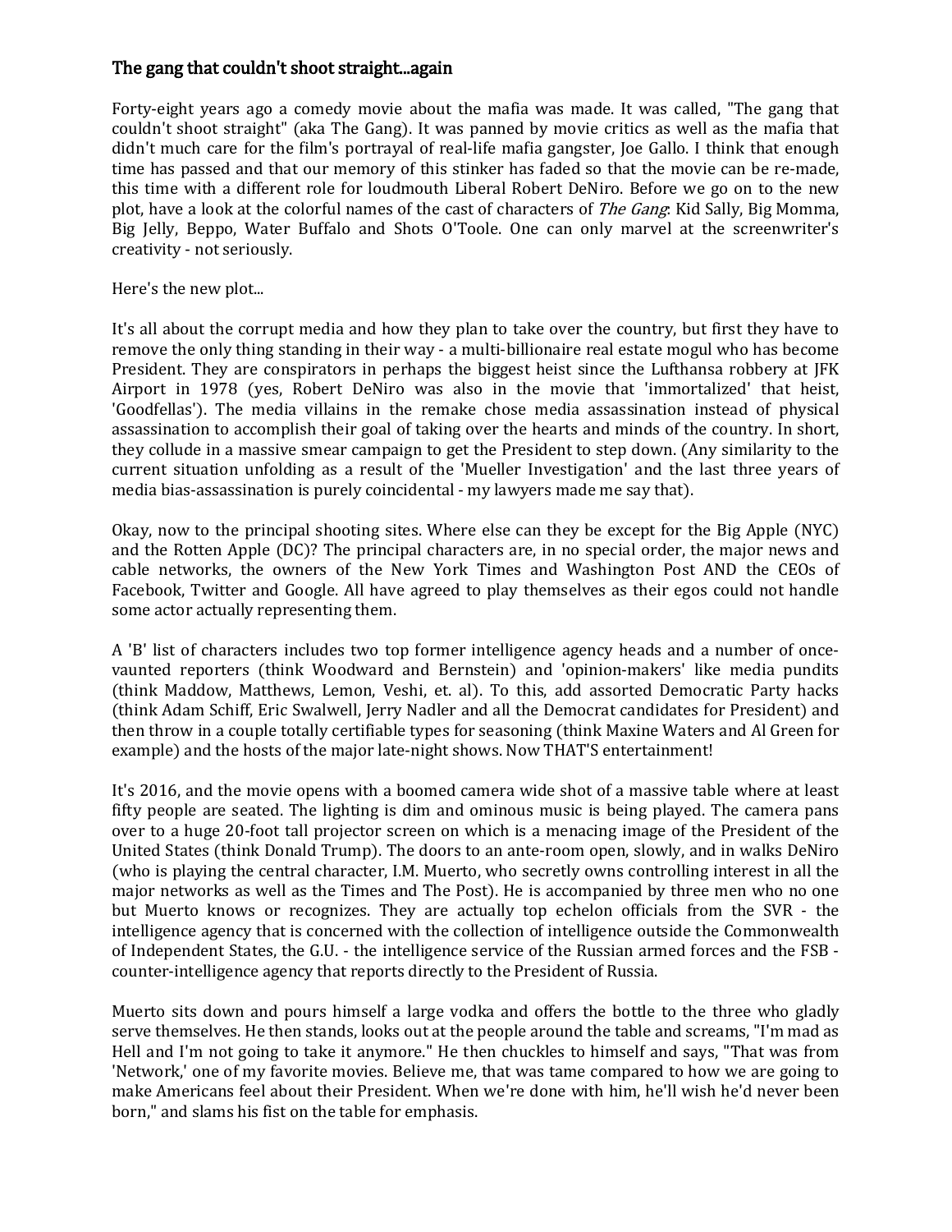## The gang that couldn't shoot straight...again

Forty-eight years ago a comedy movie about the mafia was made. It was called, "The gang that couldn't shoot straight" (aka The Gang). It was panned by movie critics as well as the mafia that didn't much care for the film's portrayal of real-life mafia gangster, Joe Gallo. I think that enough time has passed and that our memory of this stinker has faded so that the movie can be re-made, this time with a different role for loudmouth Liberal Robert DeNiro. Before we go on to the new plot, have a look at the colorful names of the cast of characters of *The Gang*: Kid Sally, Big Momma, Big Jelly, Beppo, Water Buffalo and Shots O'Toole. One can only marvel at the screenwriter's creativity - not seriously.

Here's the new plot...

It's all about the corrupt media and how they plan to take over the country, but first they have to remove the only thing standing in their way - a multi-billionaire real estate mogul who has become President. They are conspirators in perhaps the biggest heist since the Lufthansa robbery at JFK Airport in 1978 (yes, Robert DeNiro was also in the movie that 'immortalized' that heist, 'Goodfellas'). The media villains in the remake chose media assassination instead of physical assassination to accomplish their goal of taking over the hearts and minds of the country. In short, they collude in a massive smear campaign to get the President to step down. (Any similarity to the current situation unfolding as a result of the 'Mueller Investigation' and the last three years of media bias-assassination is purely coincidental - my lawyers made me say that).

Okay, now to the principal shooting sites. Where else can they be except for the Big Apple (NYC) and the Rotten Apple (DC)? The principal characters are, in no special order, the major news and cable networks, the owners of the New York Times and Washington Post AND the CEOs of Facebook, Twitter and Google. All have agreed to play themselves as their egos could not handle some actor actually representing them.

A 'B' list of characters includes two top former intelligence agency heads and a number of once-vaunted reporters (think Woodward and Bernstein) and 'opinion-makers' like media pundits (think Maddow, Matthews, Lemon, Veshi, et. al). To this, add assorted Democratic Party hacks (think Adam Schiff, Eric Swalwell, Jerry Nadler and all the Democrat candidates for President) and then throw in a couple totally certifiable types for seasoning (think Maxine Waters and Al Green for example) and the hosts of the major late-night shows. Now THAT'S entertainment!

It's 2016, and the movie opens with a boomed camera wide shot of a massive table where at least fifty people are seated. The lighting is dim and ominous music is being played. The camera pans over to a huge 20-foot tall projector screen on which is a menacing image of the President of the United States (think Donald Trump). The doors to an ante-room open, slowly, and in walks DeNiro (who is playing the central character, I.M. Muerto, who secretly owns controlling interest in all the major networks as well as the Times and The Post). He is accompanied by three men who no one but Muerto knows or recognizes. They are actually top echelon officials from the SVR - the intelligence agency that is concerned with the collection of intelligence outside the Commonwealth of Independent States, the G.U. - the intelligence service of the Russian armed forces and the FSB - counter-intelligence agency that reports directly to the President of Russia.

Muerto sits down and pours himself a large vodka and offers the bottle to the three who gladly serve themselves. He then stands, looks out at the people around the table and screams, "I'm mad as Hell and I'm not going to take it anymore." He then chuckles to himself and says, "That was from 'Network,' one of my favorite movies. Believe me, that was tame compared to how we are going to make Americans feel about their President. When we're done with him, he'll wish he'd never been born," and slams his fist on the table for emphasis.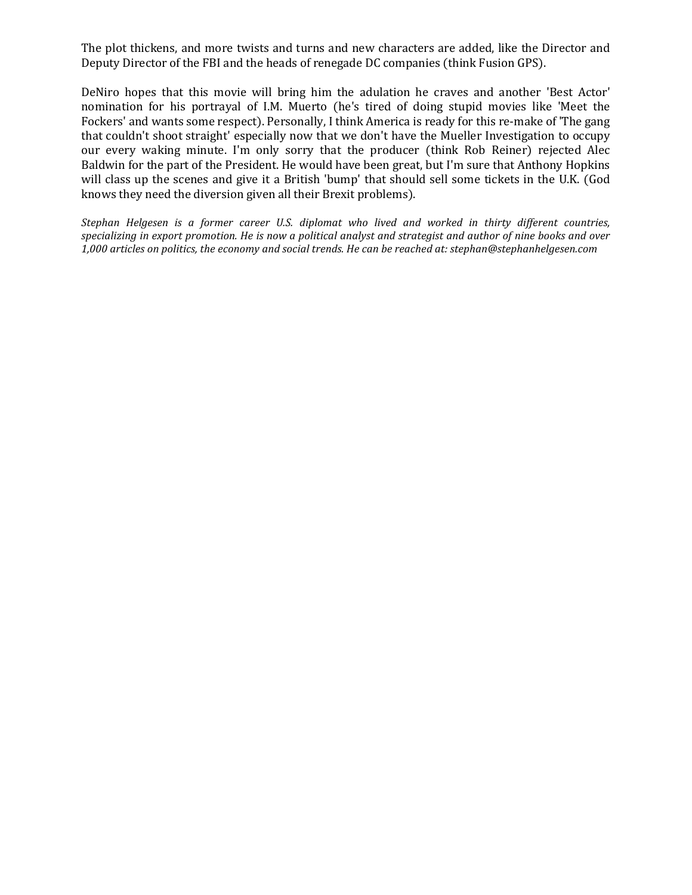The plot thickens, and more twists and turns and new characters are added, like the Director and Deputy Director of the FBI and the heads of renegade DC companies (think Fusion GPS).

DeNiro hopes that this movie will bring him the adulation he craves and another 'Best Actor' nomination for his portrayal of I.M. Muerto (he's tired of doing stupid movies like 'Meet the Fockers' and wants some respect). Personally, I think America is ready for this re-make of 'The gang that couldn't shoot straight' especially now that we don't have the Mueller Investigation to occupy our every waking minute. I'm only sorry that the producer (think Rob Reiner) rejected Alec Baldwin for the part of the President. He would have been great, but I'm sure that Anthony Hopkins will class up the scenes and give it a British 'bump' that should sell some tickets in the U.K. (God knows they need the diversion given all their Brexit problems).

*Stephan Helgesen is a former career U.S. diplomat who lived and worked in thirty different countries, specializing in export promotion. He is now a political analyst and strategist and author of nine books and over 1,000 articles on politics, the economy and social trends. He can be reached at: stephan@stephanhelgesen.com*